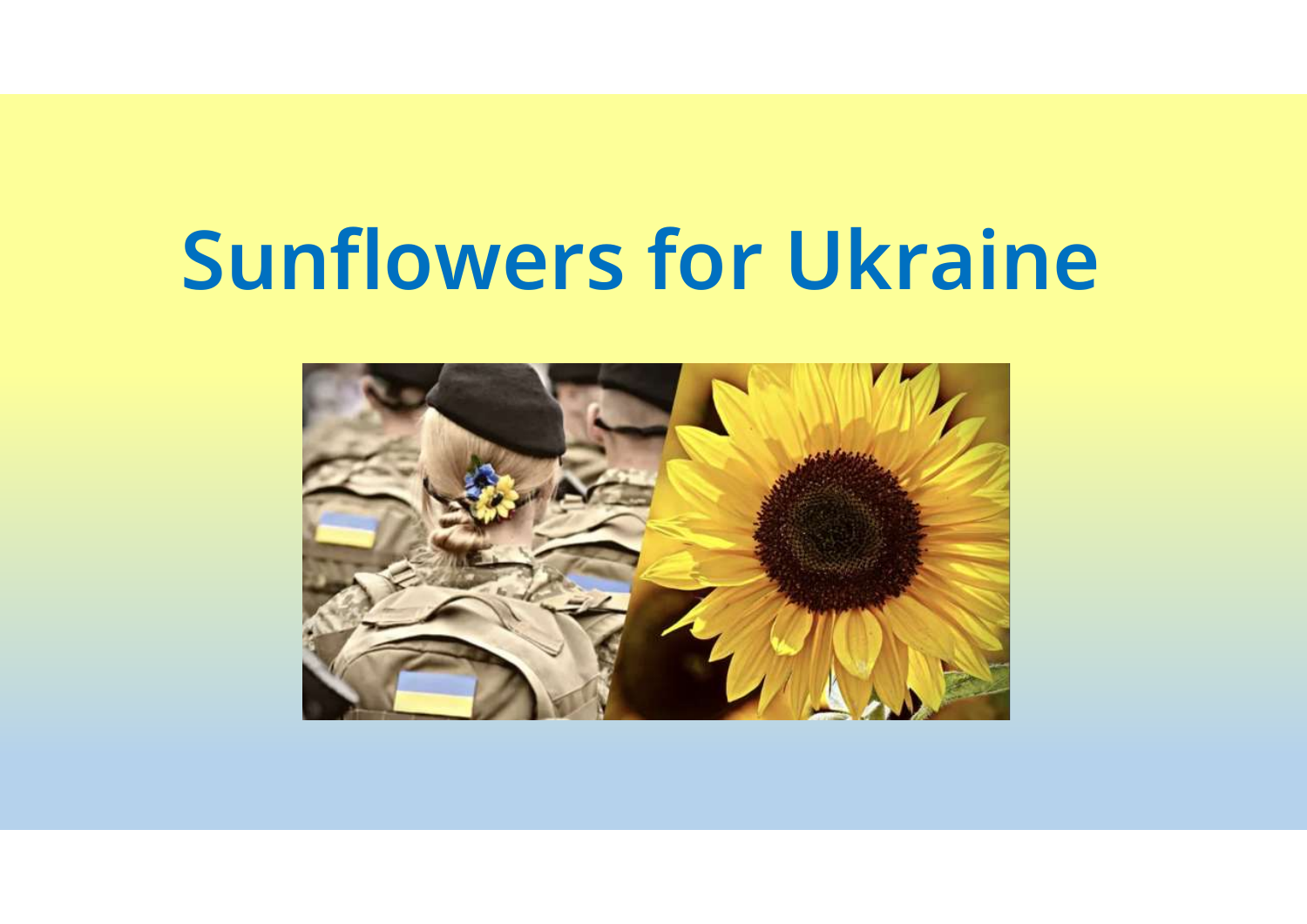# Sunflowers for Ukraine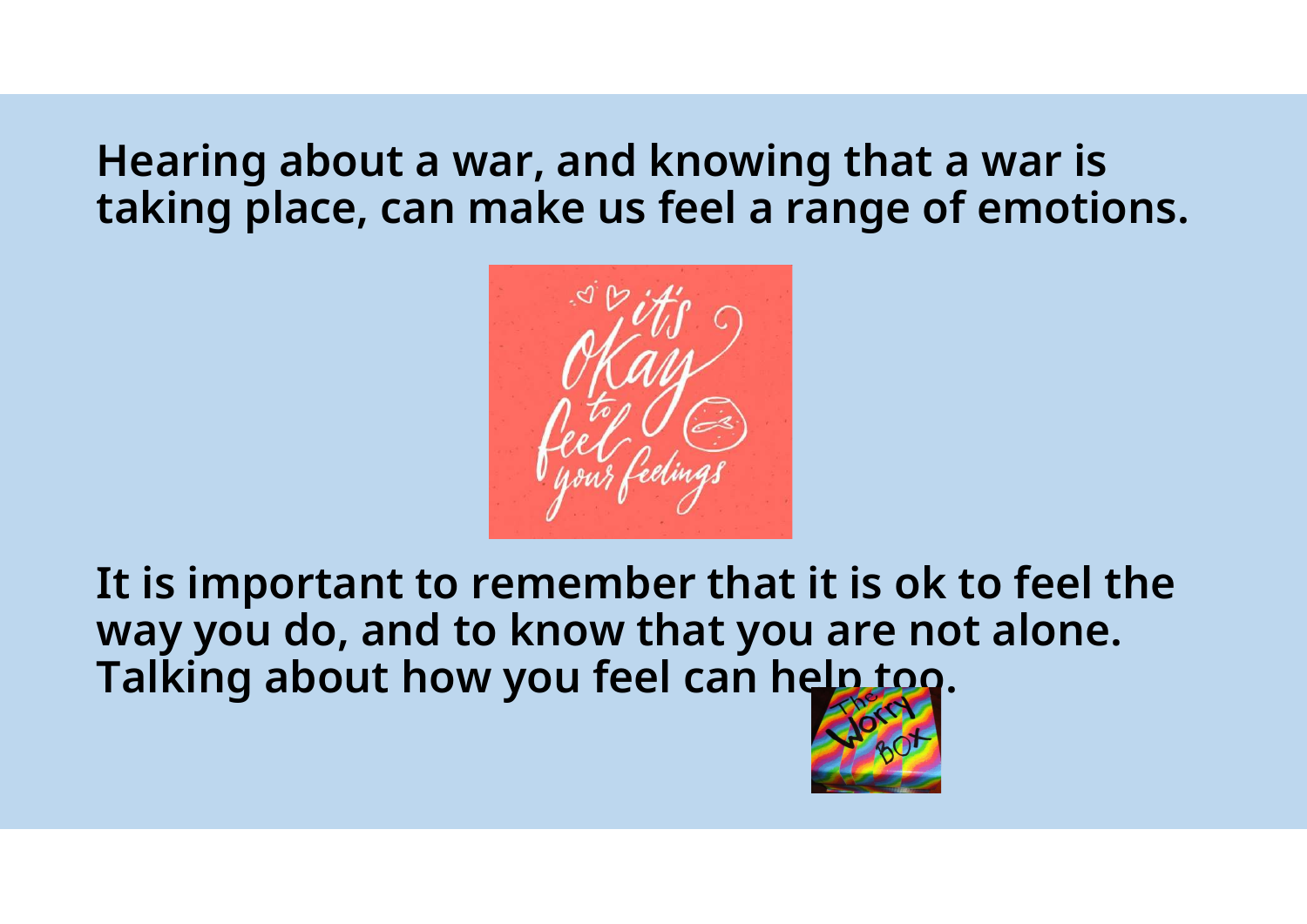**Hearing about a war, and knowing that a war is taking place, can make us feel a range of emotions.**

**It is important to remember that it is ok to feel the way you do, and to know that you are not alone. Talking about how you feel can help too.**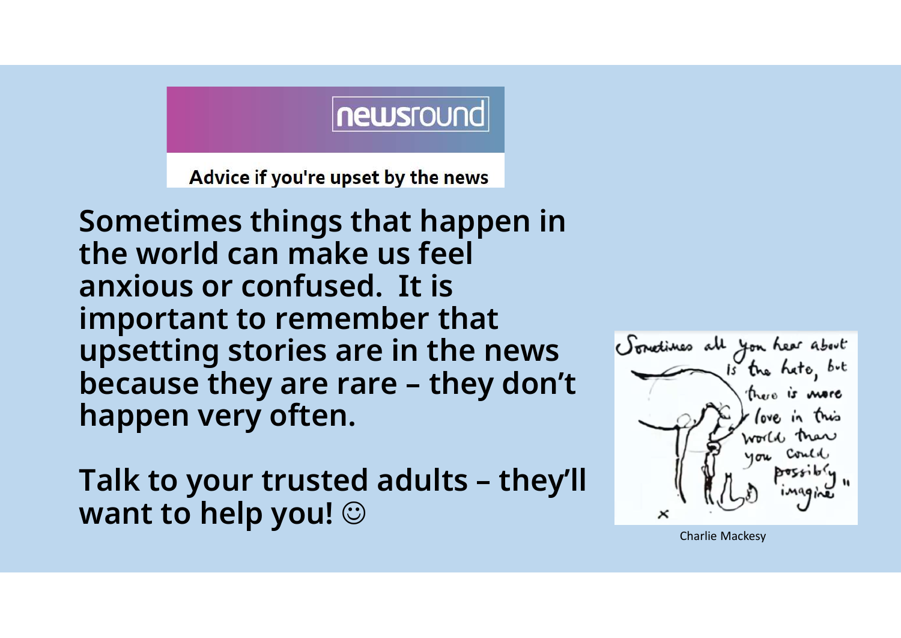newsround

**Advice if you're upset by the news**

**Sometimes things that happen in the world can make us feel anxious or confused. It is important to remember that upsetting stories are in the news because they are rare – they don't happen very often.**

**Talk to your trusted adults – they'll want to help you! ☺**

"Sometimes all you hear about is the hate, but there is more love in this world than you could possibly imagine" x

Charlie Mackesy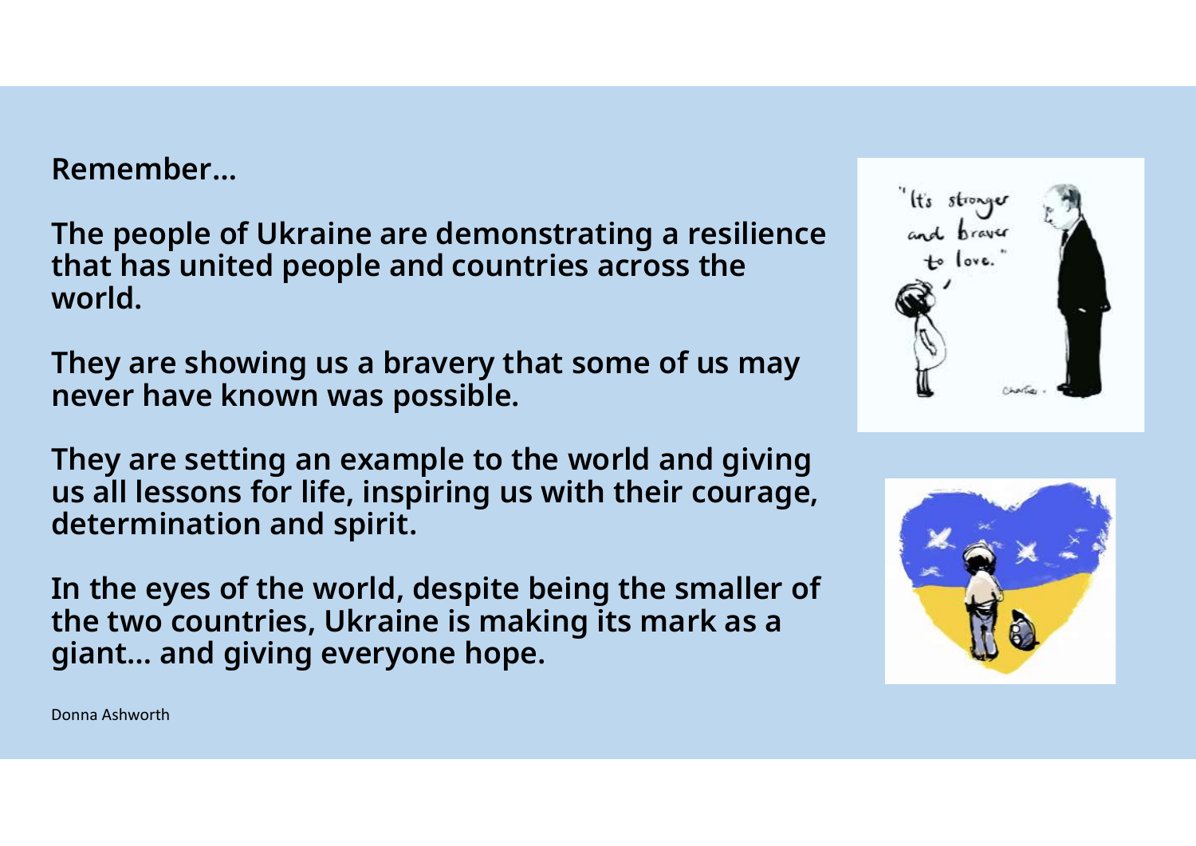**Remember…**

**The people of Ukraine are demonstrating a resilience that has united people and countries across the world.**

**They are showing us a bravery that some of us may never have known was possible.**

**They are setting an example to the world and giving us all lessons for life, inspiring us with their courage, determination and spirit.**

**In the eyes of the world, despite being the smaller of the two countries, Ukraine is making its mark as a giant… and giving everyone hope.**

Donna Ashworth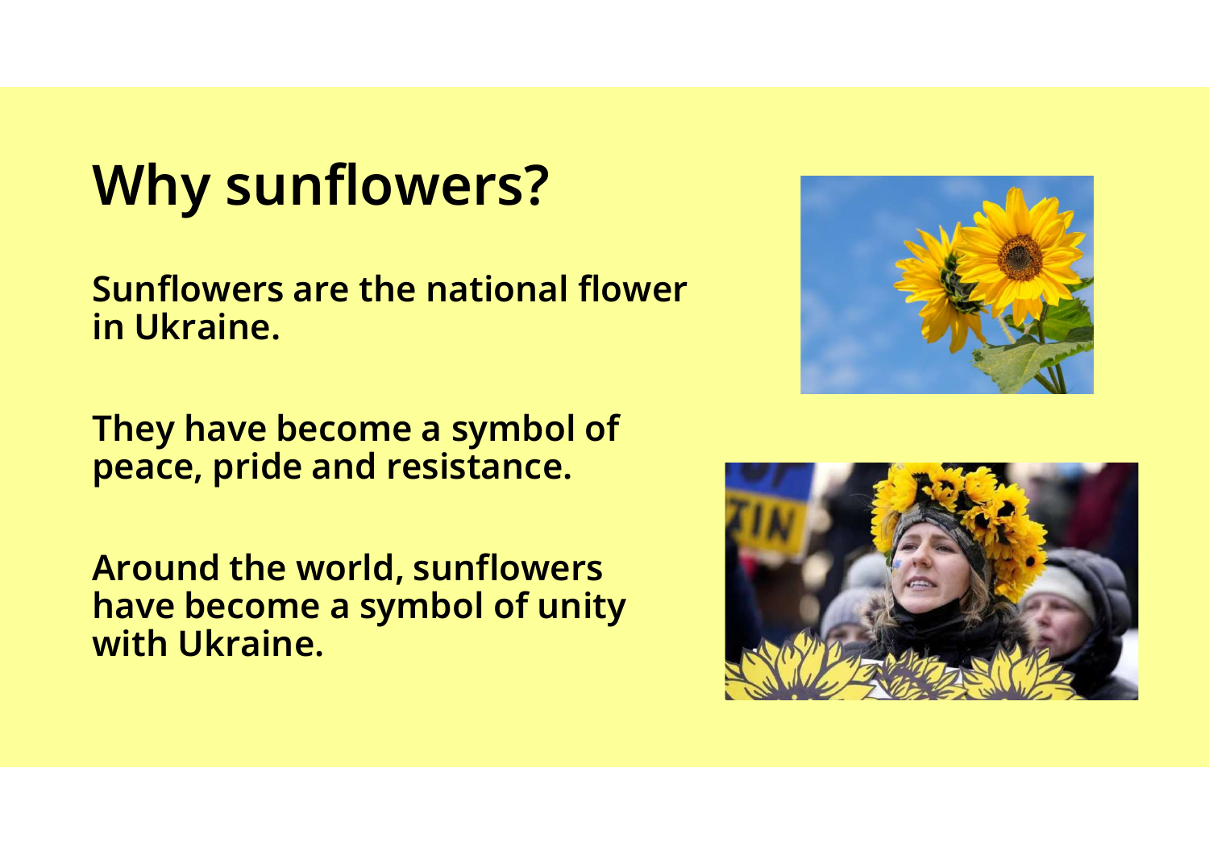# Why sunflowers?

**Sunflowers are the national flower in Ukraine.**

**They have become a symbol of peace, pride and resistance.**

**Around the world, sunflowers have become a symbol of unity with Ukraine.**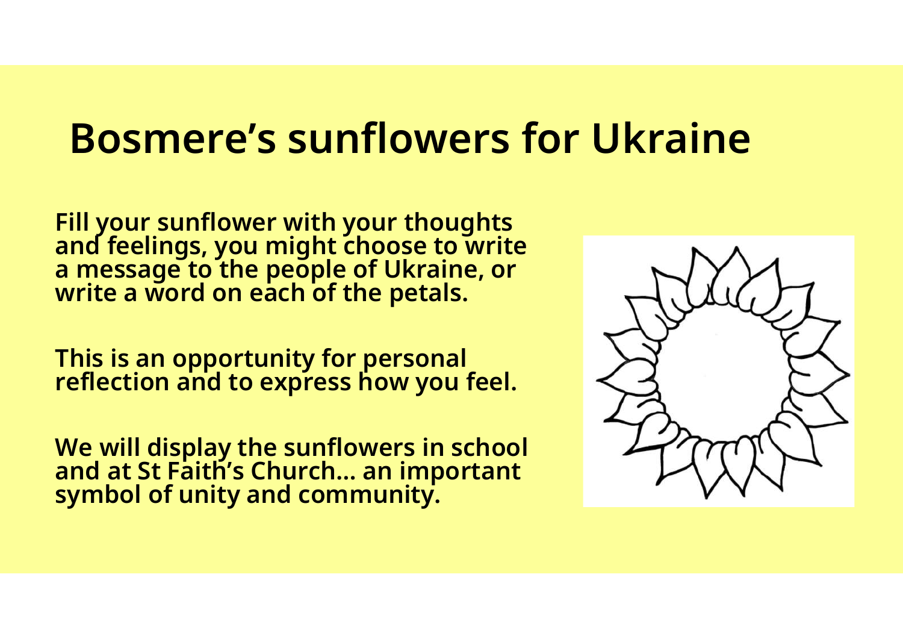# Bosmere's sunflowers for Ukraine

**Fill your sunflower with your thoughts and feelings, you might choose to write a message to the people of Ukraine, or write a word on each of the petals.**

**This is an opportunity for personal reflection and to express how you feel.**

**We will display the sunflowers in school and at St Faith's Church… an important symbol of unity and community.**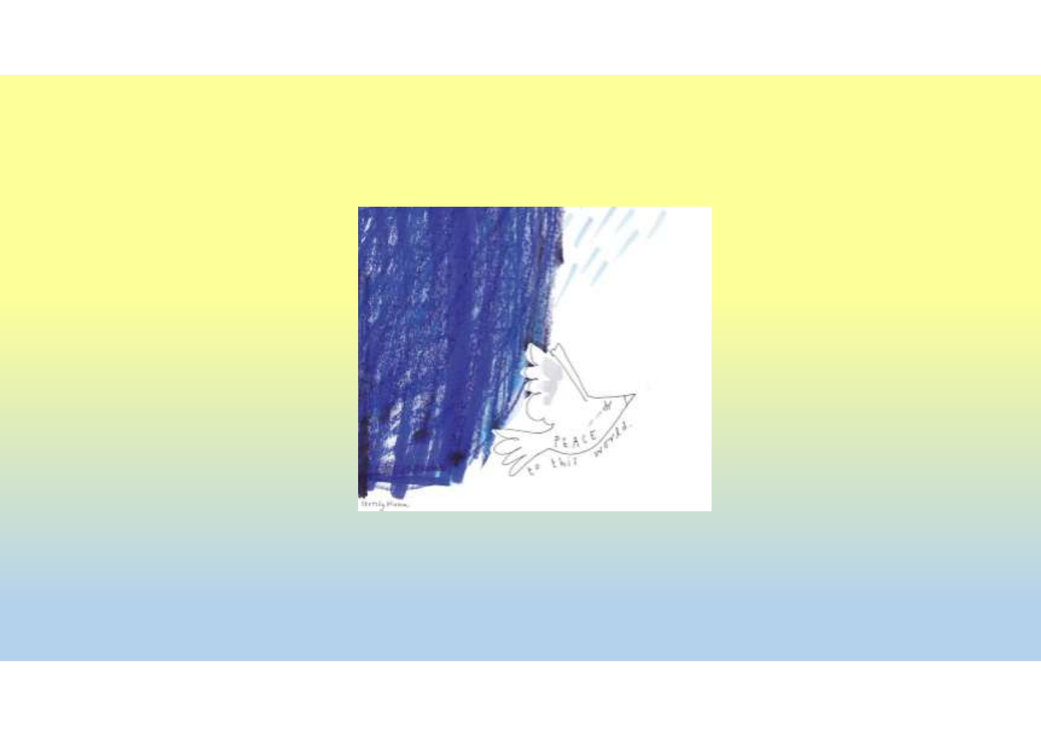PEACE to this world.